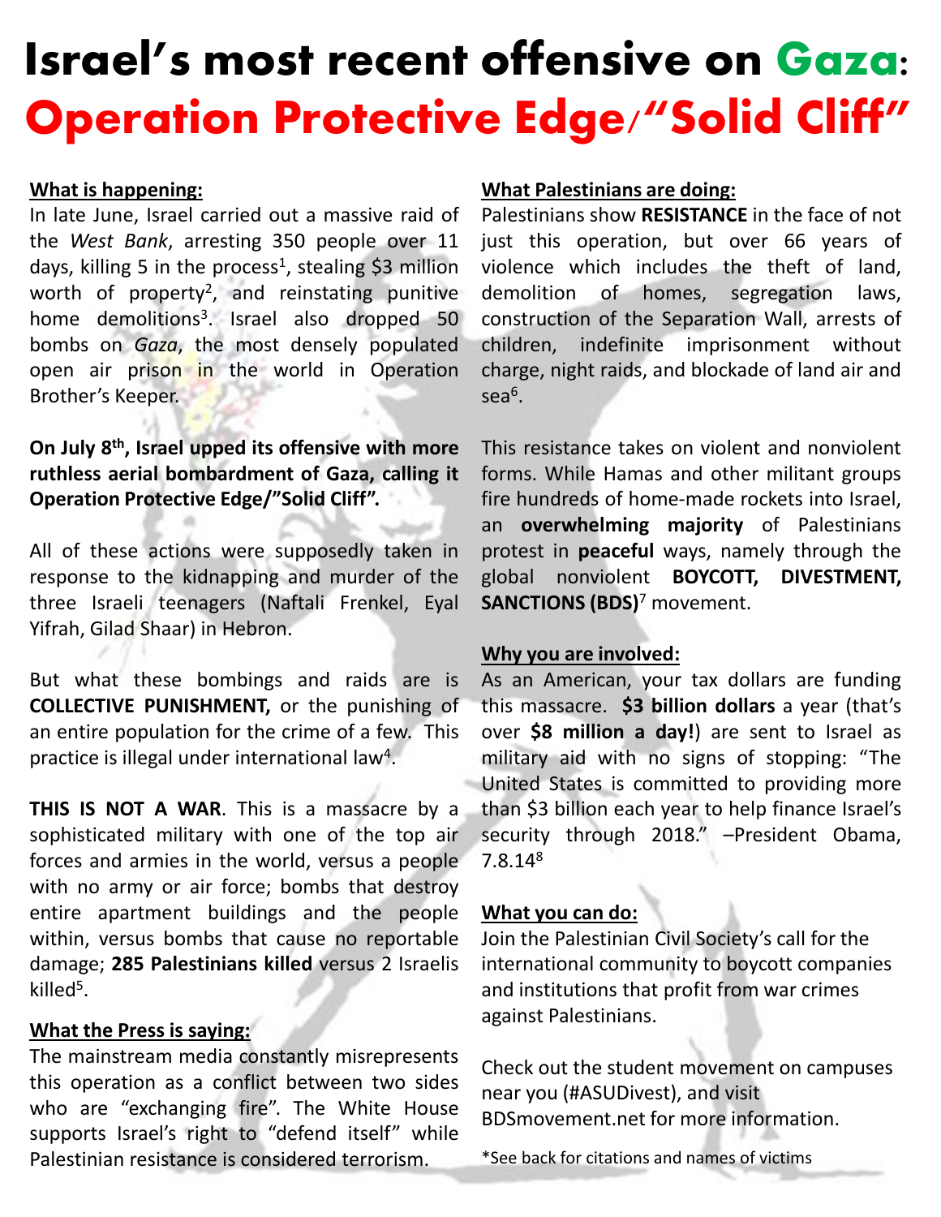# Israel's most recent offensive on Gaza: Operation Protective Edge/"Solid Cliff"

**What is happening:**

In late June, Israel carried out a massive raid of the *West Bank*, arresting 350 people over 11 days, killing 5 in the process[1], stealing $3 million worth of property[2], and reinstating punitive home demolitions[3]. Israel also dropped 50 bombs on *Gaza*, the most densely populated open air prison in the world in Operation Brother's Keeper.

**On July 8th, Israel upped its offensive with more ruthless aerial bombardment of Gaza, calling it Operation Protective Edge/"Solid Cliff".**

All of these actions were supposedly taken in response to the kidnapping and murder of the three Israeli teenagers (Naftali Frenkel, Eyal Yifrah, Gilad Shaar) in Hebron.

But what these bombings and raids are is **COLLECTIVE PUNISHMENT,** or the punishing of an entire population for the crime of a few. This practice is illegal under international law[4].

**THIS IS NOT A WAR**. This is a massacre by a sophisticated military with one of the top air forces and armies in the world, versus a people with no army or air force; bombs that destroy entire apartment buildings and the people within, versus bombs that cause no reportable damage; **285 Palestinians killed** versus 2 Israelis killed[5].

**What the Press is saying:**

The mainstream media constantly misrepresents this operation as a conflict between two sides who are "exchanging fire". The White House supports Israel's right to "defend itself" while Palestinian resistance is considered terrorism.

**What Palestinians are doing:**

Palestinians show **RESISTANCE** in the face of not just this operation, but over 66 years of violence which includes the theft of land, demolition of homes, segregation laws, construction of the Separation Wall, arrests of children, indefinite imprisonment without charge, night raids, and blockade of land air and sea[6].

This resistance takes on violent and nonviolent forms. While Hamas and other militant groups fire hundreds of home-made rockets into Israel, an **overwhelming majority** of Palestinians protest in **peaceful** ways, namely through the global nonviolent **BOYCOTT, DIVESTMENT, SANCTIONS (BDS)**[7] movement.

**Why you are involved:**

As an American, your tax dollars are funding this massacre. **$3 billion dollars** a year (that's over **$8 million a day!**) are sent to Israel as military aid with no signs of stopping: "The United States is committed to providing more than $3 billion each year to help finance Israel's security through 2018." –President Obama, 7.8.14[8]

**What you can do:**

Join the Palestinian Civil Society's call for the international community to boycott companies and institutions that profit from war crimes against Palestinians.

Check out the student movement on campuses near you (#ASUDivest), and visit BDSmovement.net for more information.

*See back for citations and names of victims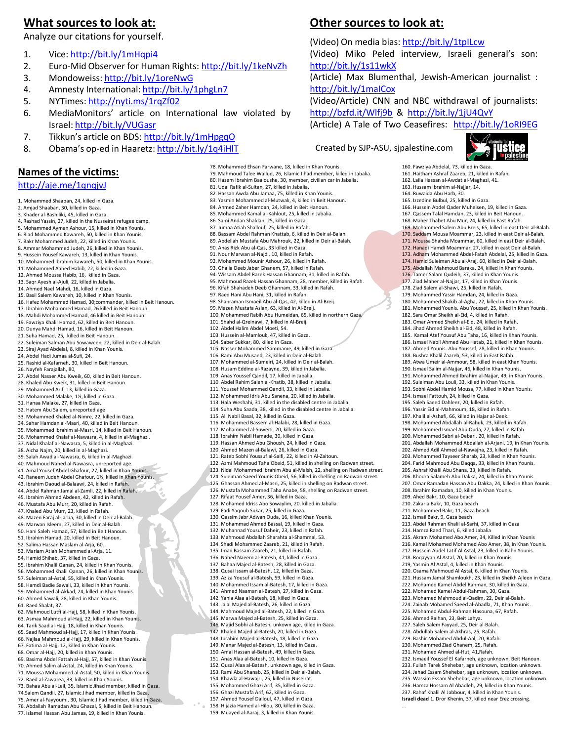## What sources to look at:

Analyze our citations for yourself.

1. Vice: http://bit.ly/1mHqpi4
2. Euro-Mid Observer for Human Rights: http://bit.ly/1keNvZh
3. Mondoweiss: http://bit.ly/1oreNwG
4. Amnesty International: http://bit.ly/1phgLn7
5. NYTimes: http://nyti.ms/1rqZf02
6. MediaMonitors' article on International law violated by Israel: http://bit.ly/VUGasr
7. Tikkun's article on BDS: http://bit.ly/1mHpgqO
8. Obama's op-ed in Haaretz: http://bit.ly/1q4iHlT

## Other sources to look at:

(Video) On media bias: http://bit.ly/1tpILcw

(Video) Miko Peled interview, Israeli general's son: http://bit.ly/1s11wkX

(Article) Max Blumenthal, Jewish-American journalist : http://bit.ly/1maICox

(Video/Article) CNN and NBC withdrawal of journalists: http://bzfd.it/Wlfj9b & http://bit.ly/1jU4QvY

(Article) A Tale of Two Ceasefires: http://bit.ly/1oRI9EG

Created by SJP-ASU, sjpalestine.com

## Names of the victims:

http://aje.me/1qnqjvJ

1. Mohammed Shaaban, 24, killed in Gaza.
2. Amjad Shaaban, 30, killed in Gaza.
3. Khader al-Bashiliki, 45, killed in Gaza.
4. Rashad Yassin, 27, killed in the Nusseirat refugee camp.
5. Mohammed Ayman Ashour, 15, killed in Khan Younis.
6. Riad Mohammed Kawareh, 50, killed in Khan Younis.
7. Bakr Mohammed Judeh, 22, killed in Khan Younis.
8. Ammar Mohammed Judeh, 26, killed in Khan Younis.
9. Hussein Yousef Kawareh, 13, killed in Khan Younis.
10. Mohammed Ibrahim kawareh, 50, killed in Khan Younis.
11. Mohammed Aahed Habib, 22, killed in Gaza.
12. Ahmed Moussa Habib, 16, killed in Gaza.
13. Saqr Ayesh al-Ajuli, 22, killed in Jabalia.
14. Ahmed Nael Mahdi, 16, killed in Gaza.
15. Basil Salem Kawareh, 10, killed in Khan Younis.
16. Hafez Mohammed Hamad, 30;commander, killed in Beit Hanoun.
17. Ibrahim Mohammed Hamad, 26 killed in Beit Hanoun.
18. Mahdi Mohammed Hamad, 46 killed in Beit Hanoun.
19. Fawziya Khalil Hamad, 62, killed in Beit Hanoun.
20. Dunya Mahdi Hamad, 16, killed in Beit Hanoun.
21. Suha Hamad, 25, killed in Beit Hanoun.
22. Suleiman Salman Abu Sowaween, 22, killed in Deir al-Balah.
23. Siraj Ayad Abdelal, 8, killed in Khan Younis.
24. Abdel Hadi Jumaa al-Sufi, 24.
25. Rashid al-Kafarneh, 30, killed in Beit Hanoun.
26. Nayfeh Farajallah, 80,
27. Abdel Nasser Abu Kweik, 60, killed in Beit Hanoun.
28. Khaled Abu Kweik, 31, killed in Beit Hanoun.
29. Mohammed Arif, 13, killed in Gaza.
30. Mohammed Malake, 1½, killed in Gaza.
31. Hanaa Malake, 27, killed in Gaza.
32. Hatem Abu Salem, unreported age
33. Mohammed Khaled al-Nimre, 22, killed in Gaza.
34. Sahar Hamdan al-Masri, 40, killed in Beit Hanoun.
35. Mohammed Ibrahim al-Masri, 14, killed in Beit Hanoun.
36. Mohammed Khalaf al-Nawasra, 4, killed in al-Maghazi.
37. Nidal Khalaf al-Nawasra, 5, killed in al-Maghazi.
38. Aicha Najm, 20, killed in al-Maghazi.
39. Salah Awad al-Nawasra, 6, killed in al-Maghazi.
40. Mahmoud Nahed al-Nawasra, unreported age.
41. Amal Yousef Abdel Ghafour, 27, killed in Khan Younis.
42. Raneem Judeh Abdel Ghafour, 1½, killed in Khan Younis.
43. Ibrahim Daoud al-Balaawi, 24, killed in Rafah.
44. Abdel Rahman Jamal al-Zamli, 22, killed in Rafah.
45. Ibrahim Ahmed Abdeen, 42, killed in Rafah.
46. Mustafa Abu Murr, 20, killed in Rafah.
47. Khaled Abu Murr, 23, killed in Rafah.
48. Mazen Faraj al-Jarba, 30, killed in Deir al-Balah.
49. Marwan Isleem, 27, killed in Deir al-Balah.
50. Hani Saleh Hamad, 57, killed in Beit Hanoun.
51. Ibrahim Hamad, 20, killed in Beit Hanoun.
52. Salima Hassan Maslam al-Arja, 60.
53. Mariam Atiah Mohammed al-Arja, 11.
54. Hamid Shihab, 37, killed in Gaza.
55. Ibrahim Khalil Qanan, 24, killed in Khan Younis.
56. Mohammed Khalil Qanan, 26, killed in Khan Younis.
57. Suleiman al-Astal, 55, killed in Khan Younis.
58. Hamdi Badie Sawali, 33, killed in Khan Younis.
59. Mohammed al-Akkad, 24, killed in Khan Younis.
60. Ahmed Sawali, 28, killed in Khan Younis.
61. Raed Shalat, 37.
62. Mahmoud Lutfi al-Hajj, 58, killed in Khan Younis.
63. Asmaa Mahmoud al-Hajj, 22, killed in Khan Younis.
64. Tarik Saad al-Hajj, 18, killed in Khan Younis.
65. Saad Mahmoud al-Hajj, 17, killed in Khan Younis.
66. Najlaa Mahmoud al-Hajj, 29, killed in Khan Younis.
67. Fatima al-Hajj, 12, killed in Khan Younis.
68. Omar al-Hajj, 20, killed in Khan Younis.
69. Basima Abdel Fattah al-Hajj, 57, killed in Khan Younis.
70. Ahmed Salim al-Astal, 24, killed in Khan Younis.
71. Moussa Mohammed al-Astal, 50, killed in Khan Younis.
72. Raed al-Zawarea, 33, killed in Khan Younis.
73. Bahaa Abu al-Leil, 35, Islamic Jihad member, killed in Gaza.
74. Salem Qandil, 27, Islamic Jihad member, killed in Gaza.
75. Amer al-Fayyoumi, 30, Islamic Jihad member, killed in Gaza.
76. Abdallah Ramadan Abu Ghazal, 5, killed in Beit Hanoun.
77. Islamel Hassan Abu Jamaa, 19, killed in Khan Younis.
78. Mohammed Ehsan Farwane, 18, killed in Khan Younis.
79. Mahmoud Talee Wallud, 26, Islamic Jihad member, killed in Jabalia.
80. Hazem Ibrahim Baaloushe, 30, member, civilian car in Jabalia.
81. Udai Rafik al-Sultan, 27, killed in Jabalia.
82. Hassan Awda Abu Jamaa, 75, killed in Khan Younis.
83. Yasmin Mohammed al-Mutwak, 4, killed in Beit Hanoun.
84. Ahmed Zaher Hamdan, 24, killed in Beit Hanoun.
85. Mohammed Kamal al-Kahlout, 25, killed in Jabalia.
86. Sami Andan Shaldan, 25, killed in Gaza.
87. Jumaa Atiah Shallouf, 25, killed in Rafah.
88. Bassam Abdel Rahman Khattab, 6, killed in Deir al-Balah.
89. Abdellah Mustafa Abu Mahrouk, 22, killed in Deir al-Balah.
90. Anas Rizk Abu al-Qas, 33 killed in Gaza.
91. Nour Marwan al-Najdi, 10, killed in Rafah.
92. Mohammed Mounir Ashour, 26, killed in Rafah.
93. Ghalia Deeb Jaber Ghanem, 57, killed in Rafah.
94. Wissam Abdel Razek Hassan Ghannam, 31, killed in Rafah.
95. Mahmoud Razek Hassan Ghannam, 28, member, killed in Rafah.
96. Kifah Shahadeh Deeb Ghannam, 33, killed in Rafah.
97. Raed Hani Abu Hani, 31, killed in Rafah.
98. Shahraman Ismaeil Abu al-Qas, 42, killed in Al-Breij.
99. Mazen Mustafa Aslan, 63, killed in Al-Breij.
100. Mohammed Rabih Abu Humeidan, 65, killed in northern Gaza.
101. Shahd al-Qreinawi, 7, killed in Al-Breij.
102. Abdel Halim Abdel Moeti, 54.
103. Hussein al-Mamlouk, 47, killed in Gaza.
104. Saber Sukkar, 80, killed in Gaza.
105. Nasser Mohammed Sammame, 49, killed in Gaza.
106. Rami Abu Musaed, 23, killed in Deir al-Balah.
107. Mohammed al-Sumeiri, 24, killed in Deir al-Balah.
108. Husam Eddine al-Razayne, 39, killed in Jabalia.
109. Anas Youssef Qandil, 17, killed in Jabalia.
110. Abdel Rahim Saleh al-Khatib, 38, killed in Jabalia.
111. Youssef Mohammed Qandil, 33, killed in Jabalia.
112. Mohammed Idris Abu Sanena, 20, killed in Jabalia.
113. Hala Weshahi, 31, killed in the disabled centre in Jabalia.
114. Suha Abu Saada, 38, killed in the disabled centre in Jabalia.
115. Ali Nabil Basal, 32, killed in Gaza.
116. Mohammed Bassem al-Halabi, 28, killed in Gaza.
117. Mohammed al-Suweiti, 20, killed in Gaza.
118. Ibrahim Nabil Hamade, 30, killed in Gaza.
119. Hassan Ahmed Abu Ghoush, 24, killed in Gaza.
120. Ahmed Mazen al-Balawi, 26, killed in Gaza.
121. Rateb Sobhi Youssuf al-Saifi, 22, killed in Al-Zaitoun.
122. Azmi Mahmoud Taha Obeid, 51, killed in shelling on Radwan street.
123. Nidal Mohammed Ibrahim Abu al-Malsh, 22, shelling on Radwan street.
124. Suleiman Saeed Younis Obeid, 56, killed in shelling on Radwan street.
125. Ghassan Ahmed al-Masri, 25, killed in shelling on Radwan street.
126. Mustafa Mohammed Taha Anabe, 58, shelling on Radwan street.
127. Rifaat Yousef Amer, 36, killed in Gaza.
128. Mohamed Idriss Abo Sowaylim, 20, killed in Jabalia.
129. Fadi Yaqoub Sukar, 25, killed in Gaza.
130. Qassim Jabr Adwan Ouda, 16, killed Khan Younis.
131. Mohammad Ahmed Bassal, 19, killed in Gaza.
132. Muhannad Yousuf Daheir, 23, killed in Rafah.
133. Mahmoud Abdallah Sharahta al-Shammal, 53.
134. Shadi Mohammed Zaareb, 21, killed in Rafah.
135. Imad Bassam Zaareb, 21, killed in Rafah.
136. Nahed Naeem al-Batesh, 41, killed in Gaza.
137. Bahaa Majed al-Batesh, 28, killed in Gaza.
138. Qusai Issam al-Batesh, 12, killed in Gaza.
139. Aziza Yousuf al-Batesh, 59, killed in Gaza.
140. Mohammed Issam al-Batesh, 17, killed in Gaza.
141. Ahmed Naaman al-Batesh, 27, killed in Gaza.
142. Yahia Alaa al-Batesh, 18, killed in Gaza.
143. Jalal Majed al-Batesh, 26, killed in Gaza.
144. Mahmoud Majed al-Batesh, 22, killed in Gaza.
145. Marwa Majed al-Batesh, 25, killed in Gaza.
146. Majid Sobhi al-Batesh, unkown age, killed in Gaza.
147. Khaled Majed al-Batesh, 20, killed in Gaza.
148. Ibrahim Majed al-Batesh, 18, killed in Gaza.
149. Manar Majed al-Batesh, 13, killed in Gaza.
150. Amal Hassan al-Batesh, 49, killed in Gaza.
151. Anas Alaa al-Batesh, 10, killed in Gaza.
152. Qusai Alaa al-Batesh, unknown age, killed in Gaza.
153. Rami Abu Shanab, 25, killed in Deir al-Balah.
154. Khawla al-Hawajri, 25, killed in Nuseirat.
155. Mohammed Ghazi Arif, 35, killed in Gaza.
156. Ghazi Mustafa Arif, 62, killed in Gaza.
157. Ahmed Yousef Dalloul, 47, killed in Gaza.
158. Hijazia Hamed al-Hilou, 80, killed in Gaza.
159. Muayed al-Aaraj, 3, killed in Khan Younis.
160. Fawziya Abdelal, 73, killed in Gaza.
161. Haitham Ashraf Zaareb, 21, killed in Rafah.
162. Laila Hassan al-Awdat al-Maghazi, 41.
163. Hussam Ibrahim al-Najjar, 14.
164. Ruwaida Abu Harb, 30.
165. Izzedine Bulbul, 25, killed in Gaza.
166. Hussein Abdel Qader Muheisen, 19, killed in Gaza.
167. Qassem Talal Hamdan, 23, killed in Beit Hanoun.
168. Maher Thabet Abu Mur, 24, killed in East Rafah.
169. Mohammed Salem Abu Breis, 65, killed in east Deir al-Balah.
170. Saddam Mousa Moammar, 23, killed in east Deir al-Balah.
171. Moussa Shahda Moammar, 60, killed in east Deir al-Balah.
172. Hanadi Hamdi Moammar, 27, killed in east Deir al-Balah.
173. Adham Mohammed Abdel-Fatah Abdelal, 25, killed in Gaza.
174. Hamid Suleiman Abu al-Araj, 60, killed in Deir al-Balah.
175. Abdallah Mahmoud Baraka, 24, killed in Khan Younis.
176. Tamer Salam Qudeih, 37, killed in Khan Younis.
177. Ziad Maher al-Najjar, 17, killed in Khan Younis.
178. Ziad Salem al-Shawi, 25, killed in Rafah.
179. Mohammed Yassir Hamdan, 24, killed in Gaza.
180. Mohammed Shakib al-Agha, 22, killed in Khan Younis.
181. Mohammed Younis. Abu Youssef, 25, killed in Khan Younis.
182. Sara Omar Sheikh al-Eid, 4, killed in Rafah.
183. Omar Ahmed Sheikh al-Eid, 24, killed in Rafah.
184. Jihad Ahmed Sheikh al-Eid, 48, killed in Rafah.
185. Kamal Atef Yousuf Abu Taha, 16, killed in Khan Younis.
186. Ismael Nabil Ahmed Abu Hatab, 21, killed in Khan Younis.
187. Ahmed Younis. Abu Youssef, 28, killed in Khan Younis.
188. Bushra Khalil Zaareb, 53, killed in East Rafah.
189. Atwa Umeir al-Ammour, 58, killed in east Khan Younis.
190. Ismael Salim al-Najjar, 46, killed in Khan Younis.
191. Mohammed Ahmed Ibrahim al-Najjar, 49, in Khan Younis.
192. Suleiman Abu Louli, 33, killed in Khan Younis.
193. Sobhi Abdel Hamid Mousa, 77, killed in Khan Younis.
194. Ismael Fattouh, 24, killed in Gaza.
195. Saleh Saeed Dahleez, 20, killed in Rafah.
196. Yassir Eid al-Mahmoum, 18, killed in Rafah.
197. Khalil al-Ashafi, 66, killed in Hajar al-Deek.
198. Mohammed Abdallah al-Rahuk, 23, killed in Rafah.
199. Mohammed Ismael Abu Ouda, 27, killed in Rafah.
200. Mohammed Sabri al-Debari, 20, killed in Rafah.
201. Abdallah Mohammed Abdallah al-Arjani, 19, in Khan Younis.
202. Ahmed Adil Ahmed al-Nawajha, 23, killed in Rafah.
203. Mohammed Tayseer Sharab, 23, killed in Khan Younis.
204. Farid Mahmoud Abu Daqqa, 33, killed in Khan Younis.
205. Ashraf Khalil Abu Shana, 33, killed in Rafah.
206. Khodra Salameh Abu Dakka, 24, killed in Khan Younis
207. Omar Ramadan Hassan Abu Dakka, 24, killed in Khan Younis.
208. Ibrahim Ramadan, 10, killed in Khan Younis.
209. Ahed Bakr, 10, Gaza beach
210. Zakaria Bakr, 10, Gaza beach
211. Mohammed Bakr, 11, Gaza beach
212. Ismail Bakr, 9, Gaza beach
213. Abdel Rahman Khalil al-Sarhi, 37, killed in Gaza
214. Hamza Raed Thari, 6, killed Jabalia
215. Akram Mohamed Abo Amer, 34, Killed in Khan Younis
216. Kamal Mohamed Mohamed Abo Amer, 38, in Khan Younis.
217. Hussein Abdel Latif Al Astal, 23, killed in Kahn Younis.
218. Roqayyah Al Astal, 70, killed in Khan Younis.
219. Yasmin Al Astal, 4, killed in Khan Younis.
220. Osama Mahmoud Al Astal, 6, killed in Khan Younis.
221. Hussam Jamal Shamloukh, 23, killed in Sheikh Ajleen in Gaza.
222. Mohamed Kamel Abdel Rahman, 30, killed in Gaza.
222. Mohamed Kamel Abdul-Rahman, 30, Gaza.
223. Mohamed Mahmoud al-Qadim, 22, Deir al-Balah.
224. Zainab Mohamed Saeed al-Abadla, 71, Khan Younis.
225. Mohamed Abdul-Rahman Hasouna, 67, Rafah.
226. Ahmed Raihan, 23, Beit Lahya.
227. Saleh Salem Fayyad, 25, Deir al-Balah.
228. Abdullah Salem al-Akhras, 25, Rafah.
229. Bashir Mohamed Abdul-Aal, 20, Rafah.
230. Mohammed Ziad Ghanem, 25, Rafah.
231. Mohamed Ahmed al-Hut, 41,Rafah.
232. Ismaeil Youssef El Kafarneh, age unknown, Beit Hanoun.
233. Fullah Tarek Shehebar, age unknown, location unknown.
234. Jehad Essam Shehebar, age unknown, location unknown.
235. Wassim Essam Shehebar, age unknown, location unknown.
236. Hamza Hossam Al Abadleh, 29, killed in Khan Younis.
237. Rahaf Khalil Al Jabbour, 4, killed in Khan Younis.

**Israeli dead** 1. Dror Khenin, 37, killed near Erez crossing.

…